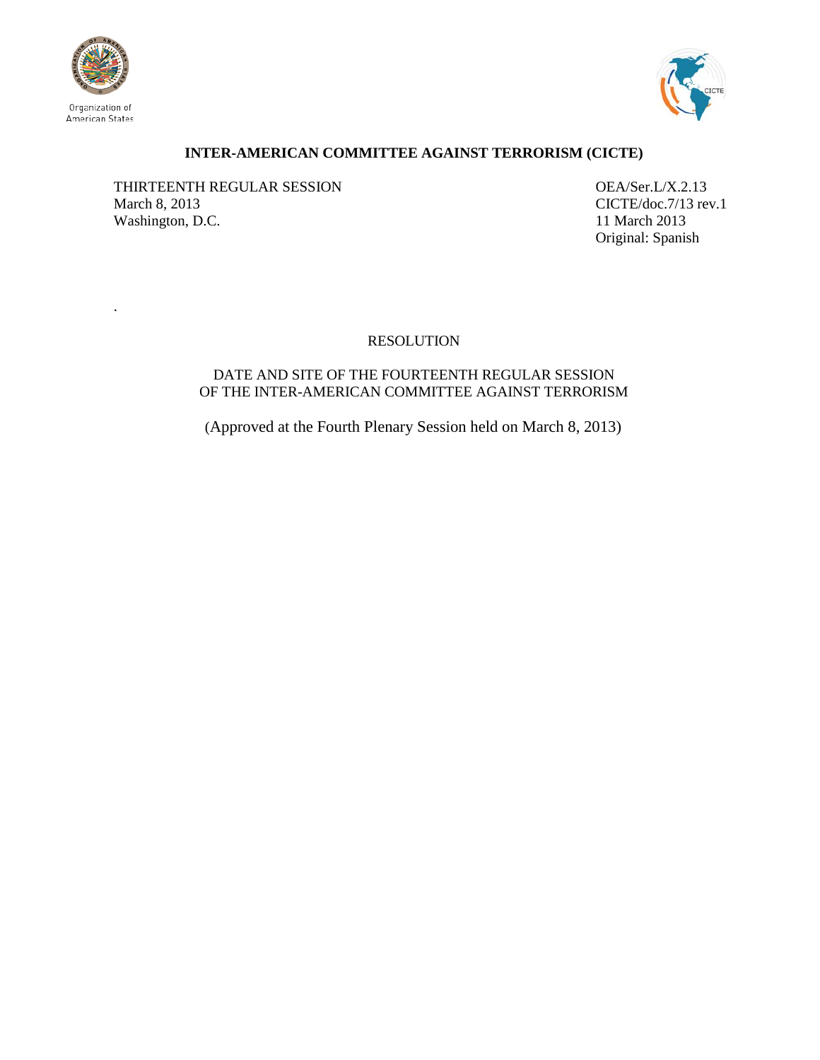Organization of American States

# INTER-AMERICAN COMMITTEE AGAINST TERRORISM (CICTE)

THIRTEENTH REGULAR SESSION
March 8, 2013
Washington, D.C.

OEA/Ser.L/X.2.13
CICTE/doc.7/13 rev.1
11 March 2013
Original: Spanish

.

RESOLUTION

DATE AND SITE OF THE FOURTEENTH REGULAR SESSION
OF THE INTER-AMERICAN COMMITTEE AGAINST TERRORISM

(Approved at the Fourth Plenary Session held on March 8, 2013)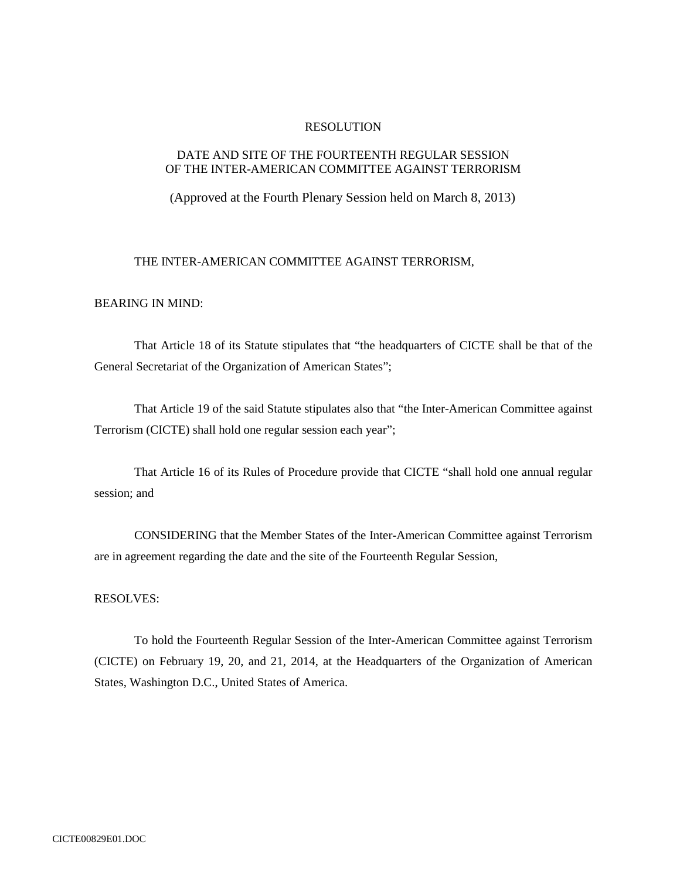# RESOLUTION

## DATE AND SITE OF THE FOURTEENTH REGULAR SESSION OF THE INTER-AMERICAN COMMITTEE AGAINST TERRORISM

(Approved at the Fourth Plenary Session held on March 8, 2013)

THE INTER-AMERICAN COMMITTEE AGAINST TERRORISM,

BEARING IN MIND:

That Article 18 of its Statute stipulates that "the headquarters of CICTE shall be that of the General Secretariat of the Organization of American States";

That Article 19 of the said Statute stipulates also that "the Inter-American Committee against Terrorism (CICTE) shall hold one regular session each year";

That Article 16 of its Rules of Procedure provide that CICTE "shall hold one annual regular session; and

CONSIDERING that the Member States of the Inter-American Committee against Terrorism are in agreement regarding the date and the site of the Fourteenth Regular Session,

RESOLVES:

To hold the Fourteenth Regular Session of the Inter-American Committee against Terrorism (CICTE) on February 19, 20, and 21, 2014, at the Headquarters of the Organization of American States, Washington D.C., United States of America.

CICTE00829E01.DOC